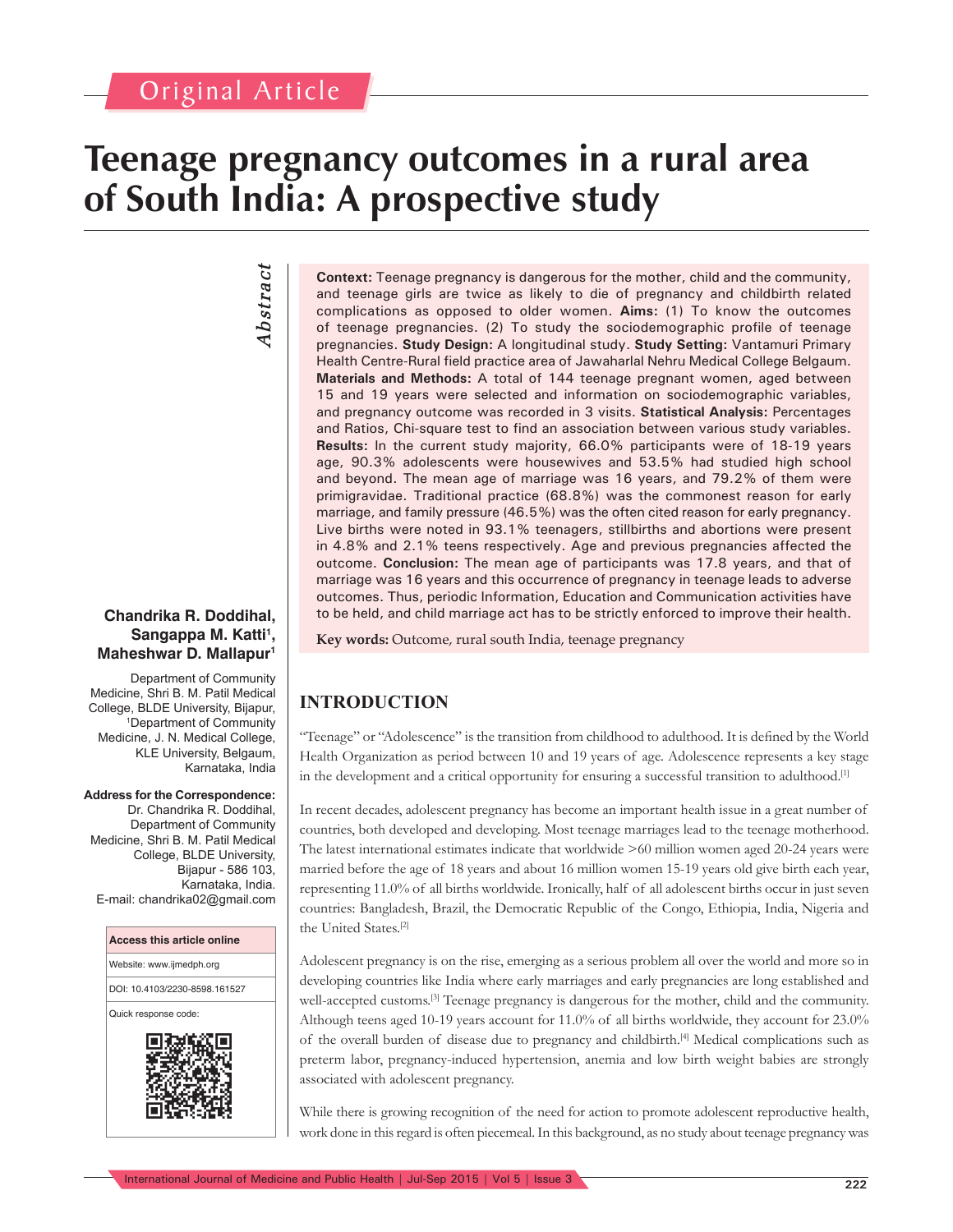Original Article

# Teenage pregnancy outcomes in a rural area of South India: A prospective study

**Chandrika R. Doddihal, Sangappa M. Katti[1], Maheshwar D. Mallapur[1]**

Department of Community Medicine, Shri B. M. Patil Medical College, BLDE University, Bijapur, [1]Department of Community Medicine, J. N. Medical College, KLE University, Belgaum, Karnataka, India

**Address for the Correspondence:**
Dr. Chandrika R. Doddihal, Department of Community Medicine, Shri B. M. Patil Medical College, BLDE University, Bijapur - 586 103, Karnataka, India.
E-mail: chandrika02@gmail.com

| Access this article online |
|---|
| Website: www.ijmedph.org |
| DOI: 10.4103/2230-8598.161527 |
| Quick response code: |

## Abstract

**Context:** Teenage pregnancy is dangerous for the mother, child and the community, and teenage girls are twice as likely to die of pregnancy and childbirth related complications as opposed to older women. **Aims:** (1) To know the outcomes of teenage pregnancies. (2) To study the sociodemographic profile of teenage pregnancies. **Study Design:** A longitudinal study. **Study Setting:** Vantamuri Primary Health Centre-Rural field practice area of Jawaharlal Nehru Medical College Belgaum. **Materials and Methods:** A total of 144 teenage pregnant women, aged between 15 and 19 years were selected and information on sociodemographic variables, and pregnancy outcome was recorded in 3 visits. **Statistical Analysis:** Percentages and Ratios, Chi-square test to find an association between various study variables. **Results:** In the current study majority, 66.0% participants were of 18-19 years age, 90.3% adolescents were housewives and 53.5% had studied high school and beyond. The mean age of marriage was 16 years, and 79.2% of them were primigravidae. Traditional practice (68.8%) was the commonest reason for early marriage, and family pressure (46.5%) was the often cited reason for early pregnancy. Live births were noted in 93.1% teenagers, stillbirths and abortions were present in 4.8% and 2.1% teens respectively. Age and previous pregnancies affected the outcome. **Conclusion:** The mean age of participants was 17.8 years, and that of marriage was 16 years and this occurrence of pregnancy in teenage leads to adverse outcomes. Thus, periodic Information, Education and Communication activities have to be held, and child marriage act has to be strictly enforced to improve their health.

**Key words:** Outcome, rural south India, teenage pregnancy

## INTRODUCTION

"Teenage" or "Adolescence" is the transition from childhood to adulthood. It is defined by the World Health Organization as period between 10 and 19 years of age. Adolescence represents a key stage in the development and a critical opportunity for ensuring a successful transition to adulthood.[1]

In recent decades, adolescent pregnancy has become an important health issue in a great number of countries, both developed and developing. Most teenage marriages lead to the teenage motherhood. The latest international estimates indicate that worldwide >60 million women aged 20-24 years were married before the age of 18 years and about 16 million women 15-19 years old give birth each year, representing 11.0% of all births worldwide. Ironically, half of all adolescent births occur in just seven countries: Bangladesh, Brazil, the Democratic Republic of the Congo, Ethiopia, India, Nigeria and the United States.[2]

Adolescent pregnancy is on the rise, emerging as a serious problem all over the world and more so in developing countries like India where early marriages and early pregnancies are long established and well-accepted customs.[3] Teenage pregnancy is dangerous for the mother, child and the community. Although teens aged 10-19 years account for 11.0% of all births worldwide, they account for 23.0% of the overall burden of disease due to pregnancy and childbirth.[4] Medical complications such as preterm labor, pregnancy-induced hypertension, anemia and low birth weight babies are strongly associated with adolescent pregnancy.

While there is growing recognition of the need for action to promote adolescent reproductive health, work done in this regard is often piecemeal. In this background, as no study about teenage pregnancy was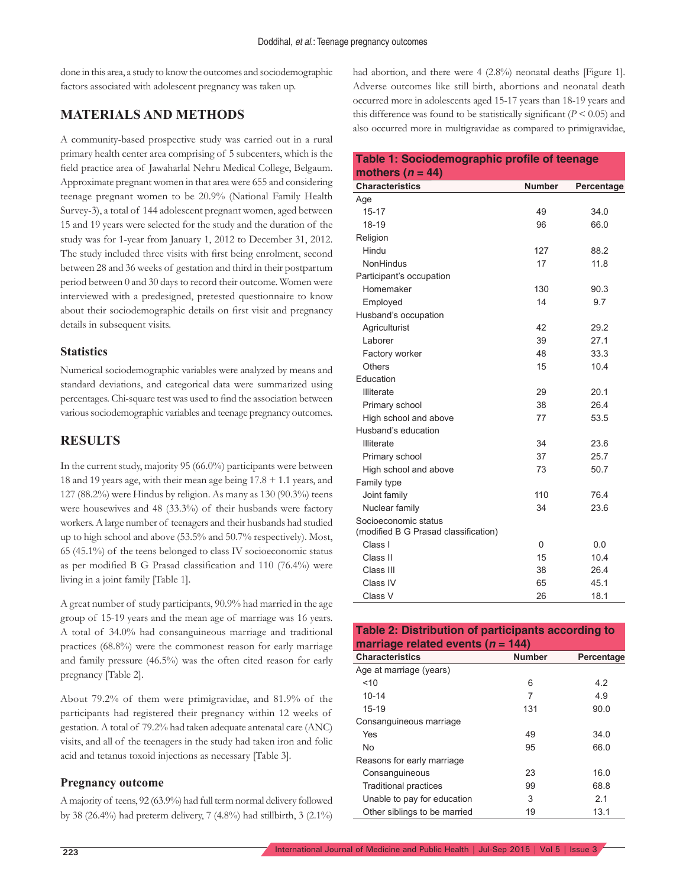done in this area, a study to know the outcomes and sociodemographic factors associated with adolescent pregnancy was taken up.

## MATERIALS AND METHODS

A community-based prospective study was carried out in a rural primary health center area comprising of 5 subcenters, which is the field practice area of Jawaharlal Nehru Medical College, Belgaum. Approximate pregnant women in that area were 655 and considering teenage pregnant women to be 20.9% (National Family Health Survey-3), a total of 144 adolescent pregnant women, aged between 15 and 19 years were selected for the study and the duration of the study was for 1-year from January 1, 2012 to December 31, 2012. The study included three visits with first being enrolment, second between 28 and 36 weeks of gestation and third in their postpartum period between 0 and 30 days to record their outcome. Women were interviewed with a predesigned, pretested questionnaire to know about their sociodemographic details on first visit and pregnancy details in subsequent visits.

### Statistics

Numerical sociodemographic variables were analyzed by means and standard deviations, and categorical data were summarized using percentages. Chi-square test was used to find the association between various sociodemographic variables and teenage pregnancy outcomes.

## RESULTS

In the current study, majority 95 (66.0%) participants were between 18 and 19 years age, with their mean age being 17.8 + 1.1 years, and 127 (88.2%) were Hindus by religion. As many as 130 (90.3%) teens were housewives and 48 (33.3%) of their husbands were factory workers. A large number of teenagers and their husbands had studied up to high school and above (53.5% and 50.7% respectively). Most, 65 (45.1%) of the teens belonged to class IV socioeconomic status as per modified B G Prasad classification and 110 (76.4%) were living in a joint family [Table 1].

A great number of study participants, 90.9% had married in the age group of 15-19 years and the mean age of marriage was 16 years. A total of 34.0% had consanguineous marriage and traditional practices (68.8%) were the commonest reason for early marriage and family pressure (46.5%) was the often cited reason for early pregnancy [Table 2].

About 79.2% of them were primigravidae, and 81.9% of the participants had registered their pregnancy within 12 weeks of gestation. A total of 79.2% had taken adequate antenatal care (ANC) visits, and all of the teenagers in the study had taken iron and folic acid and tetanus toxoid injections as necessary [Table 3].

### Pregnancy outcome

A majority of teens, 92 (63.9%) had full term normal delivery followed by 38 (26.4%) had preterm delivery, 7 (4.8%) had stillbirth, 3 (2.1%) had abortion, and there were 4 (2.8%) neonatal deaths [Figure 1]. Adverse outcomes like still birth, abortions and neonatal death occurred more in adolescents aged 15-17 years than 18-19 years and this difference was found to be statistically significant ($P < 0.05$) and also occurred more in multigravidae as compared to primigravidae,

**Table 1: Sociodemographic profile of teenage mothers ($n$ = 44)**

| Characteristics | Number | Percentage |
|---|---|---|
| Age | | |
| 15-17 | 49 | 34.0 |
| 18-19 | 96 | 66.0 |
| Religion | | |
| Hindu | 127 | 88.2 |
| NonHindus | 17 | 11.8 |
| Participant's occupation | | |
| Homemaker | 130 | 90.3 |
| Employed | 14 | 9.7 |
| Husband's occupation | | |
| Agriculturist | 42 | 29.2 |
| Laborer | 39 | 27.1 |
| Factory worker | 48 | 33.3 |
| Others | 15 | 10.4 |
| Education | | |
| Illiterate | 29 | 20.1 |
| Primary school | 38 | 26.4 |
| High school and above | 77 | 53.5 |
| Husband's education | | |
| Illiterate | 34 | 23.6 |
| Primary school | 37 | 25.7 |
| High school and above | 73 | 50.7 |
| Family type | | |
| Joint family | 110 | 76.4 |
| Nuclear family | 34 | 23.6 |
| Socioeconomic status (modified B G Prasad classification) | | |
| Class I | 0 | 0.0 |
| Class II | 15 | 10.4 |
| Class III | 38 | 26.4 |
| Class IV | 65 | 45.1 |
| Class V | 26 | 18.1 |

**Table 2: Distribution of participants according to marriage related events ($n$ = 144)**

| Characteristics | Number | Percentage |
|---|---|---|
| Age at marriage (years) | | |
| <10 | 6 | 4.2 |
| 10-14 | 7 | 4.9 |
| 15-19 | 131 | 90.0 |
| Consanguineous marriage | | |
| Yes | 49 | 34.0 |
| No | 95 | 66.0 |
| Reasons for early marriage | | |
| Consanguineous | 23 | 16.0 |
| Traditional practices | 99 | 68.8 |
| Unable to pay for education | 3 | 2.1 |
| Other siblings to be married | 19 | 13.1 |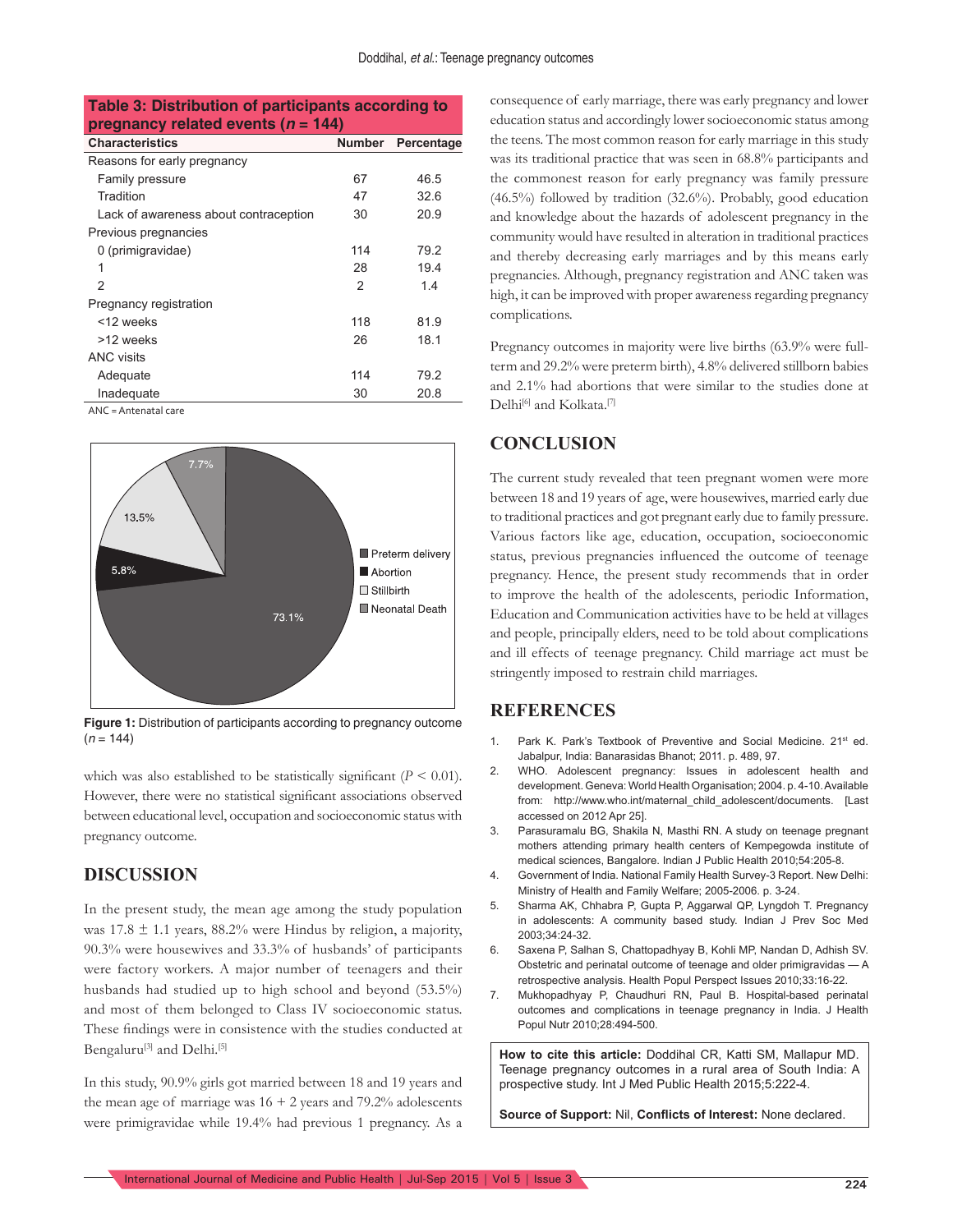**Table 3: Distribution of participants according to pregnancy related events ($n$ = 144)**

| Characteristics | Number | Percentage |
|---|---|---|
| Reasons for early pregnancy | | |
| Family pressure | 67 | 46.5 |
| Tradition | 47 | 32.6 |
| Lack of awareness about contraception | 30 | 20.9 |
| Previous pregnancies | | |
| 0 (primigravidae) | 114 | 79.2 |
| 1 | 28 | 19.4 |
| 2 | 2 | 1.4 |
| Pregnancy registration | | |
| <12 weeks | 118 | 81.9 |
| >12 weeks | 26 | 18.1 |
| ANC visits | | |
| Adequate | 114 | 79.2 |
| Inadequate | 30 | 20.8 |

ANC = Antenatal care

7.7%
13.5%
5.8%
73.1%
Preterm delivery
Abortion
Stillbirth
Neonatal Death

**Figure 1:** Distribution of participants according to pregnancy outcome ($n$ = 144)

which was also established to be statistically significant ($P < 0.01$). However, there were no statistical significant associations observed between educational level, occupation and socioeconomic status with pregnancy outcome.

## DISCUSSION

In the present study, the mean age among the study population was 17.8 ± 1.1 years, 88.2% were Hindus by religion, a majority, 90.3% were housewives and 33.3% of husbands' of participants were factory workers. A major number of teenagers and their husbands had studied up to high school and beyond (53.5%) and most of them belonged to Class IV socioeconomic status. These findings were in consistence with the studies conducted at Bengaluru[3] and Delhi.[5]

In this study, 90.9% girls got married between 18 and 19 years and the mean age of marriage was 16 + 2 years and 79.2% adolescents were primigravidae while 19.4% had previous 1 pregnancy. As a consequence of early marriage, there was early pregnancy and lower education status and accordingly lower socioeconomic status among the teens. The most common reason for early marriage in this study was its traditional practice that was seen in 68.8% participants and the commonest reason for early pregnancy was family pressure (46.5%) followed by tradition (32.6%). Probably, good education and knowledge about the hazards of adolescent pregnancy in the community would have resulted in alteration in traditional practices and thereby decreasing early marriages and by this means early pregnancies. Although, pregnancy registration and ANC taken was high, it can be improved with proper awareness regarding pregnancy complications.

Pregnancy outcomes in majority were live births (63.9% were full-term and 29.2% were preterm birth), 4.8% delivered stillborn babies and 2.1% had abortions that were similar to the studies done at Delhi[6] and Kolkata.[7]

## CONCLUSION

The current study revealed that teen pregnant women were more between 18 and 19 years of age, were housewives, married early due to traditional practices and got pregnant early due to family pressure. Various factors like age, education, occupation, socioeconomic status, previous pregnancies influenced the outcome of teenage pregnancy. Hence, the present study recommends that in order to improve the health of the adolescents, periodic Information, Education and Communication activities have to be held at villages and people, principally elders, need to be told about complications and ill effects of teenage pregnancy. Child marriage act must be stringently imposed to restrain child marriages.

## REFERENCES

1. Park K. Park's Textbook of Preventive and Social Medicine. 21st ed. Jabalpur, India: Banarasidas Bhanot; 2011. p. 489, 97.
2. WHO. Adolescent pregnancy: Issues in adolescent health and development. Geneva: World Health Organisation; 2004. p. 4-10. Available from: http://www.who.int/maternal_child_adolescent/documents. [Last accessed on 2012 Apr 25].
3. Parasuramalu BG, Shakila N, Masthi RN. A study on teenage pregnant mothers attending primary health centers of Kempegowda institute of medical sciences, Bangalore. Indian J Public Health 2010;54:205-8.
4. Government of India. National Family Health Survey-3 Report. New Delhi: Ministry of Health and Family Welfare; 2005-2006. p. 3-24.
5. Sharma AK, Chhabra P, Gupta P, Aggarwal QP, Lyngdoh T. Pregnancy in adolescents: A community based study. Indian J Prev Soc Med 2003;34:24-32.
6. Saxena P, Salhan S, Chattopadhyay B, Kohli MP, Nandan D, Adhish SV. Obstetric and perinatal outcome of teenage and older primigravidas — A retrospective analysis. Health Popul Perspect Issues 2010;33:16-22.
7. Mukhopadhyay P, Chaudhuri RN, Paul B. Hospital-based perinatal outcomes and complications in teenage pregnancy in India. J Health Popul Nutr 2010;28:494-500.

**How to cite this article:** Doddihal CR, Katti SM, Mallapur MD. Teenage pregnancy outcomes in a rural area of South India: A prospective study. Int J Med Public Health 2015;5:222-4.

**Source of Support:** Nil, **Conflicts of Interest:** None declared.